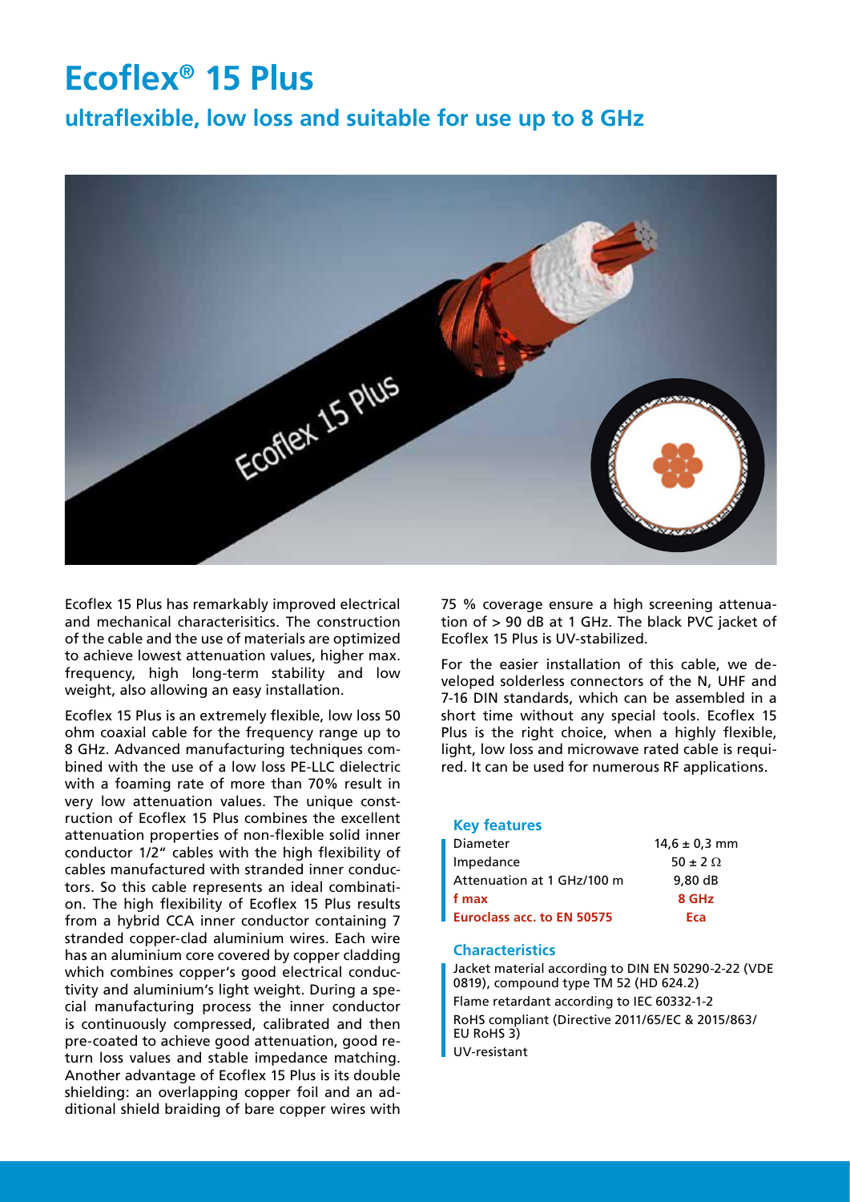# Ecoflex® 15 Plus

## ultraflexible, low loss and suitable for use up to 8 GHz

Ecoflex 15 Plus has remarkably improved electrical and mechanical characterisitics. The construction of the cable and the use of materials are optimized to achieve lowest attenuation values, higher max. frequency, high long-term stability and low weight, also allowing an easy installation.

Ecoflex 15 Plus is an extremely flexible, low loss 50 ohm coaxial cable for the frequency range up to 8 GHz. Advanced manufacturing techniques combined with the use of a low loss PE-LLC dielectric with a foaming rate of more than 70% result in very low attenuation values. The unique construction of Ecoflex 15 Plus combines the excellent attenuation properties of non-flexible solid inner conductor 1/2" cables with the high flexibility of cables manufactured with stranded inner conductors. So this cable represents an ideal combination. The high flexibility of Ecoflex 15 Plus results from a hybrid CCA inner conductor containing 7 stranded copper-clad aluminium wires. Each wire has an aluminium core covered by copper cladding which combines copper's good electrical conductivity and aluminium's light weight. During a special manufacturing process the inner conductor is continuously compressed, calibrated and then pre-coated to achieve good attenuation, good return loss values and stable impedance matching. Another advantage of Ecoflex 15 Plus is its double shielding: an overlapping copper foil and an additional shield braiding of bare copper wires with 75 % coverage ensure a high screening attenuation of > 90 dB at 1 GHz. The black PVC jacket of Ecoflex 15 Plus is UV-stabilized.

For the easier installation of this cable, we developed solderless connectors of the N, UHF and 7-16 DIN standards, which can be assembled in a short time without any special tools. Ecoflex 15 Plus is the right choice, when a highly flexible, light, low loss and microwave rated cable is required. It can be used for numerous RF applications.

### Key features

| | |
|---|---|
| Diameter | 14,6 ± 0,3 mm |
| Impedance | 50 ± 2 Ω |
| Attenuation at 1 GHz/100 m | 9,80 dB |
| **f max** | **8 GHz** |
| **Euroclass acc. to EN 50575** | **Eca** |

### Characteristics

- Jacket material according to DIN EN 50290-2-22 (VDE 0819), compound type TM 52 (HD 624.2)
- Flame retardant according to IEC 60332-1-2
- RoHS compliant (Directive 2011/65/EC & 2015/863/ EU RoHS 3)
- UV-resistant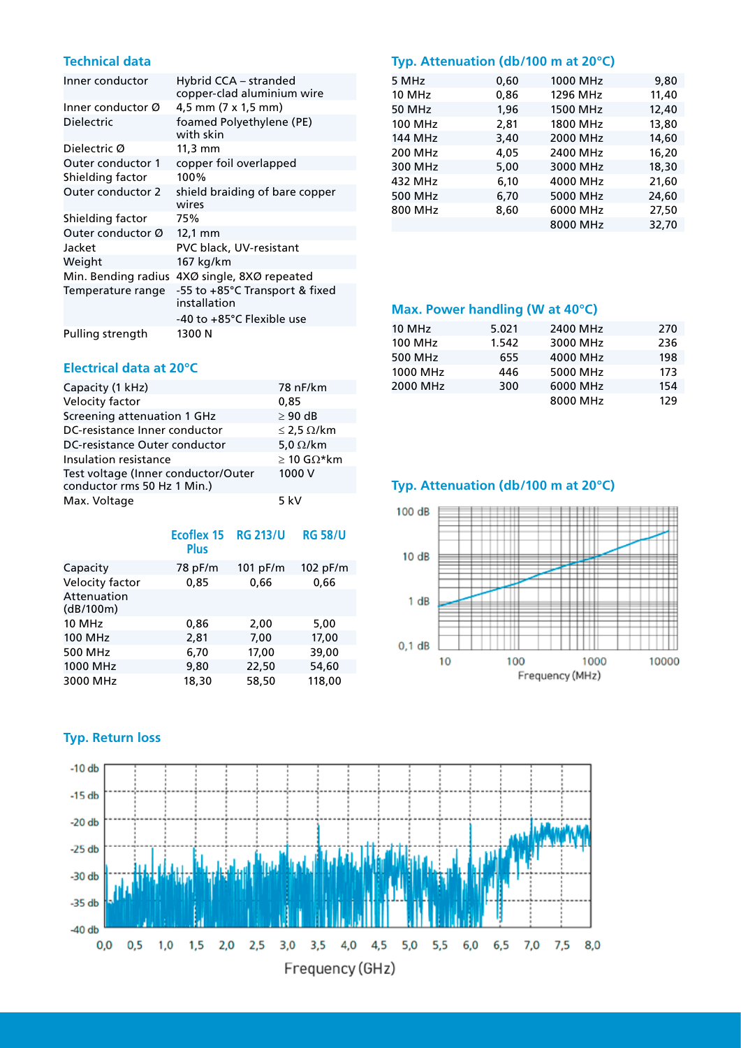## Technical data

| | |
|---|---|
| Inner conductor | Hybrid CCA – stranded copper-clad aluminium wire |
| Inner conductor Ø | 4,5 mm (7 x 1,5 mm) |
| Dielectric | foamed Polyethylene (PE) with skin |
| Dielectric Ø | 11,3 mm |
| Outer conductor 1 | copper foil overlapped |
| Shielding factor | 100% |
| Outer conductor 2 | shield braiding of bare copper wires |
| Shielding factor | 75% |
| Outer conductor Ø | 12,1 mm |
| Jacket | PVC black, UV-resistant |
| Weight | 167 kg/km |
| Min. Bending radius | 4XØ single, 8XØ repeated |
| Temperature range | -55 to +85°C Transport & fixed installation |
| | -40 to +85°C Flexible use |
| Pulling strength | 1300 N |

## Electrical data at 20°C

| | |
|---|---|
| Capacity (1 kHz) | 78 nF/km |
| Velocity factor | 0,85 |
| Screening attenuation 1 GHz | ≥ 90 dB |
| DC-resistance Inner conductor | ≤ 2,5 Ω/km |
| DC-resistance Outer conductor | 5,0 Ω/km |
| Insulation resistance | ≥ 10 GΩ*km |
| Test voltage (Inner conductor/Outer conductor rms 50 Hz 1 Min.) | 1000 V |
| Max. Voltage | 5 kV |

| | Ecoflex 15 Plus | RG 213/U | RG 58/U |
|---|---|---|---|
| Capacity | 78 pF/m | 101 pF/m | 102 pF/m |
| Velocity factor | 0,85 | 0,66 | 0,66 |
| Attenuation (dB/100m) | | | |
| 10 MHz | 0,86 | 2,00 | 5,00 |
| 100 MHz | 2,81 | 7,00 | 17,00 |
| 500 MHz | 6,70 | 17,00 | 39,00 |
| 1000 MHz | 9,80 | 22,50 | 54,60 |
| 3000 MHz | 18,30 | 58,50 | 118,00 |

## Typ. Attenuation (db/100 m at 20°C)

| | | | |
|---|---|---|---|
| 5 MHz | 0,60 | 1000 MHz | 9,80 |
| 10 MHz | 0,86 | 1296 MHz | 11,40 |
| 50 MHz | 1,96 | 1500 MHz | 12,40 |
| 100 MHz | 2,81 | 1800 MHz | 13,80 |
| 144 MHz | 3,40 | 2000 MHz | 14,60 |
| 200 MHz | 4,05 | 2400 MHz | 16,20 |
| 300 MHz | 5,00 | 3000 MHz | 18,30 |
| 432 MHz | 6,10 | 4000 MHz | 21,60 |
| 500 MHz | 6,70 | 5000 MHz | 24,60 |
| 800 MHz | 8,60 | 6000 MHz | 27,50 |
| | | 8000 MHz | 32,70 |

## Max. Power handling (W at 40°C)

| | | | |
|---|---|---|---|
| 10 MHz | 5.021 | 2400 MHz | 270 |
| 100 MHz | 1.542 | 3000 MHz | 236 |
| 500 MHz | 655 | 4000 MHz | 198 |
| 1000 MHz | 446 | 5000 MHz | 173 |
| 2000 MHz | 300 | 6000 MHz | 154 |
| | | 8000 MHz | 129 |

## Typ. Attenuation (db/100 m at 20°C)

100 dB
10 dB
1 dB
0,1 dB
10
100
1000
10000
Frequency (MHz)

## Typ. Return loss

-10 db
-15 db
-20 db
-25 db
-30 db
-35 db
-40 db
0,0 0,5 1,0 1,5 2,0 2,5 3,0 3,5 4,0 4,5 5,0 5,5 6,0 6,5 7,0 7,5 8,0
Frequency (GHz)